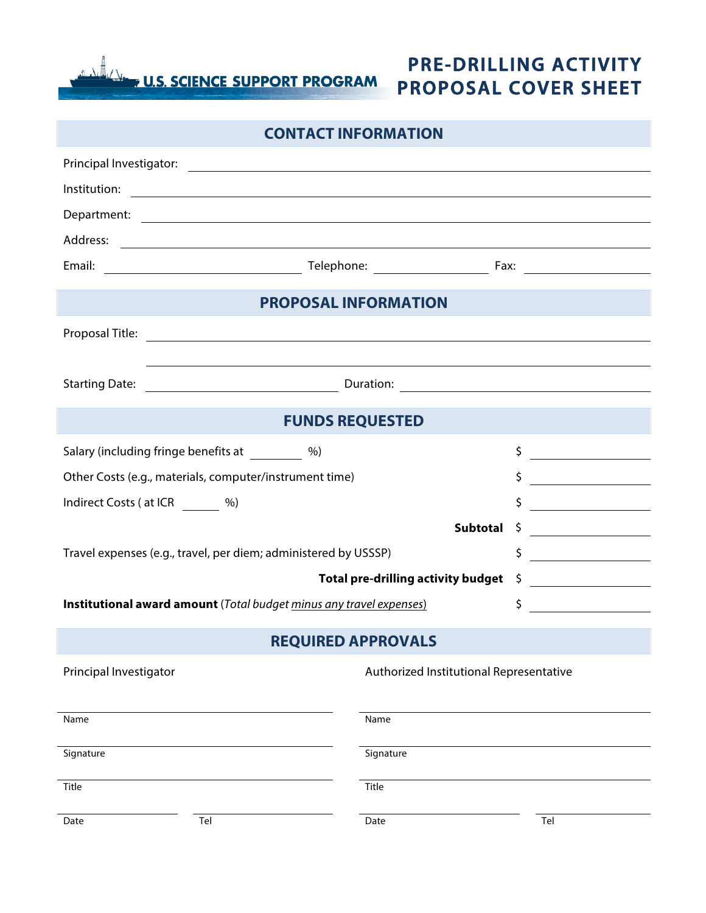U.S. SCIENCE SUPPORT PROGRAM

# PRE-DRILLING ACTIVITY PROPOSAL COVER SHEET

## CONTACT INFORMATION

Principal Investigator: ____________________

Institution: ____________________

Department: ____________________

Address: ____________________

Email: ____________________ Telephone: ____________________ Fax: ____________________

## PROPOSAL INFORMATION

Proposal Title: ____________________

____________________

Starting Date: ____________________ Duration: ____________________

## FUNDS REQUESTED

| | |
|---|---|
| Salary (including fringe benefits at ______ %) | $ ______ |
| Other Costs (e.g., materials, computer/instrument time) | $ ______ |
| Indirect Costs ( at ICR ______ %) | $ ______ |
| **Subtotal** | $ ______ |
| Travel expenses (e.g., travel, per diem; administered by USSSP) | $ ______ |
| **Total pre-drilling activity budget** | $ ______ |
| **Institutional award amount** (*Total budget minus any travel expenses*) | $ ______ |

## REQUIRED APPROVALS

| Principal Investigator | Authorized Institutional Representative |
|---|---|
| Name ____________________ | Name ____________________ |
| Signature ____________________ | Signature ____________________ |
| Title ____________________ | Title ____________________ |
| Date ______ Tel ______ | Date ______ Tel ______ |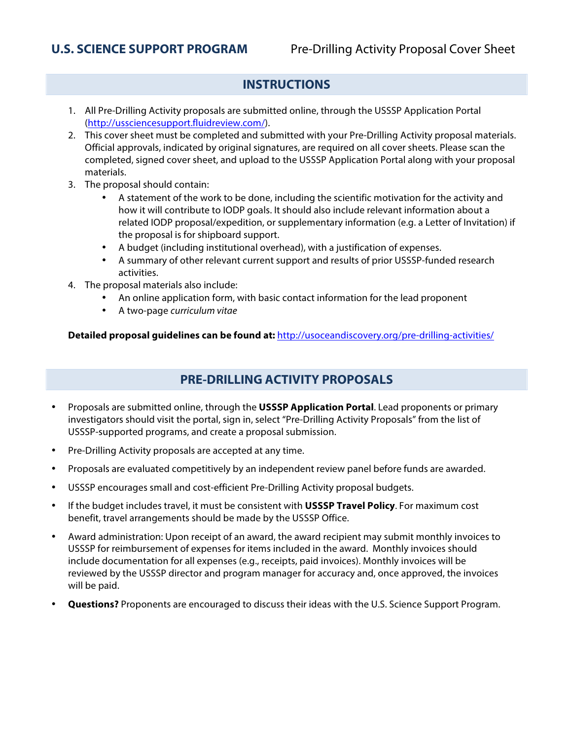**U.S. SCIENCE SUPPORT PROGRAM** Pre-Drilling Activity Proposal Cover Sheet

## INSTRUCTIONS

1. All Pre-Drilling Activity proposals are submitted online, through the USSSP Application Portal (http://ussciencesupport.fluidreview.com/).
2. This cover sheet must be completed and submitted with your Pre-Drilling Activity proposal materials. Official approvals, indicated by original signatures, are required on all cover sheets. Please scan the completed, signed cover sheet, and upload to the USSSP Application Portal along with your proposal materials.
3. The proposal should contain:
   - A statement of the work to be done, including the scientific motivation for the activity and how it will contribute to IODP goals. It should also include relevant information about a related IODP proposal/expedition, or supplementary information (e.g. a Letter of Invitation) if the proposal is for shipboard support.
   - A budget (including institutional overhead), with a justification of expenses.
   - A summary of other relevant current support and results of prior USSSP-funded research activities.
4. The proposal materials also include:
   - An online application form, with basic contact information for the lead proponent
   - A two-page *curriculum vitae*

**Detailed proposal guidelines can be found at:** http://usoceandiscovery.org/pre-drilling-activities/

## PRE-DRILLING ACTIVITY PROPOSALS

- Proposals are submitted online, through the **USSSP Application Portal**. Lead proponents or primary investigators should visit the portal, sign in, select "Pre-Drilling Activity Proposals" from the list of USSSP-supported programs, and create a proposal submission.
- Pre-Drilling Activity proposals are accepted at any time.
- Proposals are evaluated competitively by an independent review panel before funds are awarded.
- USSSP encourages small and cost-efficient Pre-Drilling Activity proposal budgets.
- If the budget includes travel, it must be consistent with **USSSP Travel Policy**. For maximum cost benefit, travel arrangements should be made by the USSSP Office.
- Award administration: Upon receipt of an award, the award recipient may submit monthly invoices to USSSP for reimbursement of expenses for items included in the award. Monthly invoices should include documentation for all expenses (e.g., receipts, paid invoices). Monthly invoices will be reviewed by the USSSP director and program manager for accuracy and, once approved, the invoices will be paid.
- **Questions?** Proponents are encouraged to discuss their ideas with the U.S. Science Support Program.